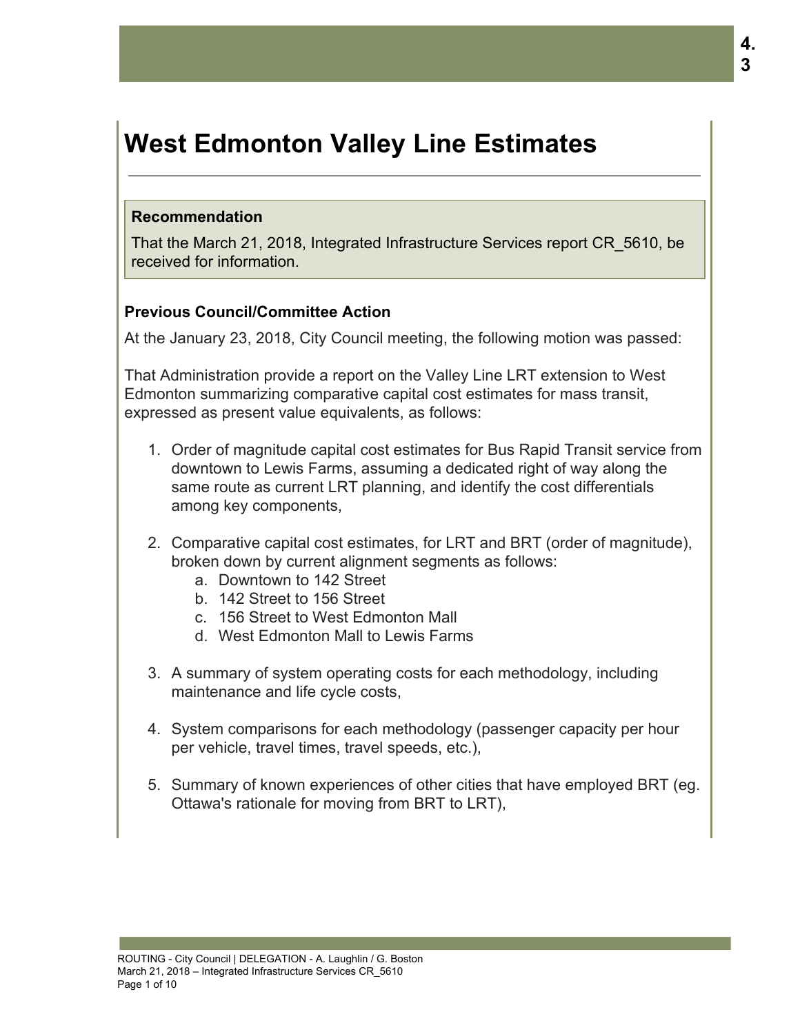# West Edmonton Valley Line Estimates

**Recommendation**

That the March 21, 2018, Integrated Infrastructure Services report CR_5610, be received for information.

**Previous Council/Committee Action**

At the January 23, 2018, City Council meeting, the following motion was passed:

That Administration provide a report on the Valley Line LRT extension to West Edmonton summarizing comparative capital cost estimates for mass transit, expressed as present value equivalents, as follows:

1. Order of magnitude capital cost estimates for Bus Rapid Transit service from downtown to Lewis Farms, assuming a dedicated right of way along the same route as current LRT planning, and identify the cost differentials among key components,

2. Comparative capital cost estimates, for LRT and BRT (order of magnitude), broken down by current alignment segments as follows:
   a. Downtown to 142 Street
   b. 142 Street to 156 Street
   c. 156 Street to West Edmonton Mall
   d. West Edmonton Mall to Lewis Farms

3. A summary of system operating costs for each methodology, including maintenance and life cycle costs,

4. System comparisons for each methodology (passenger capacity per hour per vehicle, travel times, travel speeds, etc.),

5. Summary of known experiences of other cities that have employed BRT (eg. Ottawa's rationale for moving from BRT to LRT),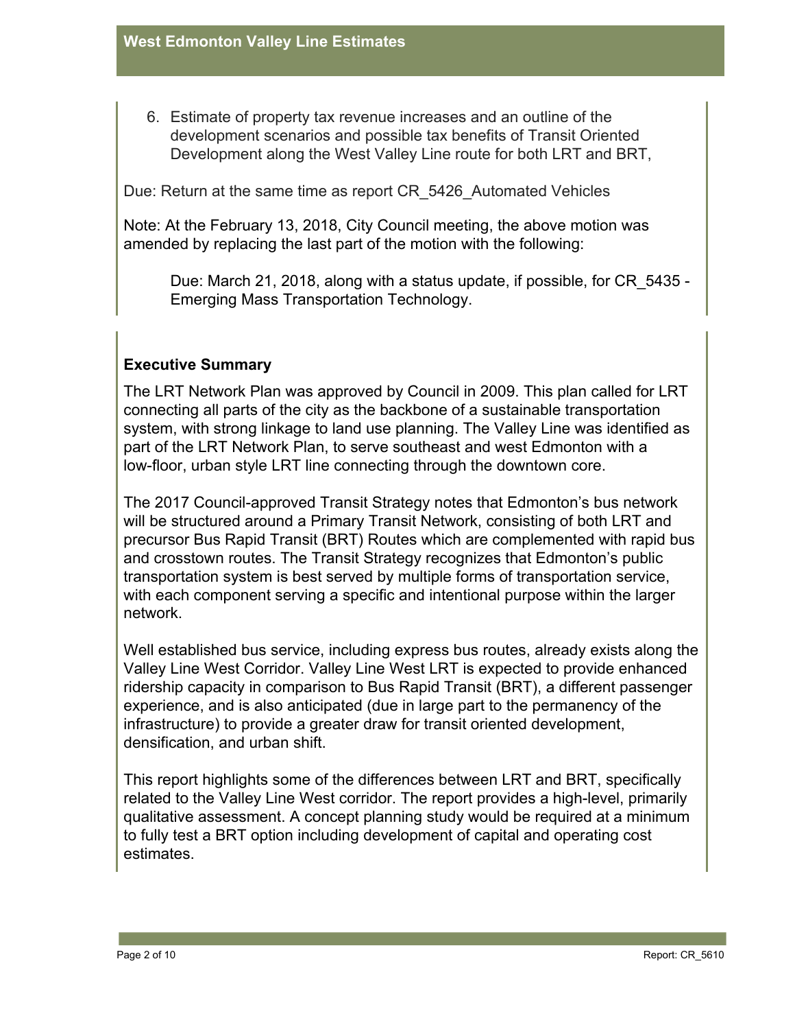6. Estimate of property tax revenue increases and an outline of the development scenarios and possible tax benefits of Transit Oriented Development along the West Valley Line route for both LRT and BRT,

Due: Return at the same time as report CR_5426_Automated Vehicles

Note: At the February 13, 2018, City Council meeting, the above motion was amended by replacing the last part of the motion with the following:

> Due: March 21, 2018, along with a status update, if possible, for CR_5435 - Emerging Mass Transportation Technology.

## Executive Summary

The LRT Network Plan was approved by Council in 2009. This plan called for LRT connecting all parts of the city as the backbone of a sustainable transportation system, with strong linkage to land use planning. The Valley Line was identified as part of the LRT Network Plan, to serve southeast and west Edmonton with a low-floor, urban style LRT line connecting through the downtown core.

The 2017 Council-approved Transit Strategy notes that Edmonton's bus network will be structured around a Primary Transit Network, consisting of both LRT and precursor Bus Rapid Transit (BRT) Routes which are complemented with rapid bus and crosstown routes. The Transit Strategy recognizes that Edmonton's public transportation system is best served by multiple forms of transportation service, with each component serving a specific and intentional purpose within the larger network.

Well established bus service, including express bus routes, already exists along the Valley Line West Corridor. Valley Line West LRT is expected to provide enhanced ridership capacity in comparison to Bus Rapid Transit (BRT), a different passenger experience, and is also anticipated (due in large part to the permanency of the infrastructure) to provide a greater draw for transit oriented development, densification, and urban shift.

This report highlights some of the differences between LRT and BRT, specifically related to the Valley Line West corridor. The report provides a high-level, primarily qualitative assessment. A concept planning study would be required at a minimum to fully test a BRT option including development of capital and operating cost estimates.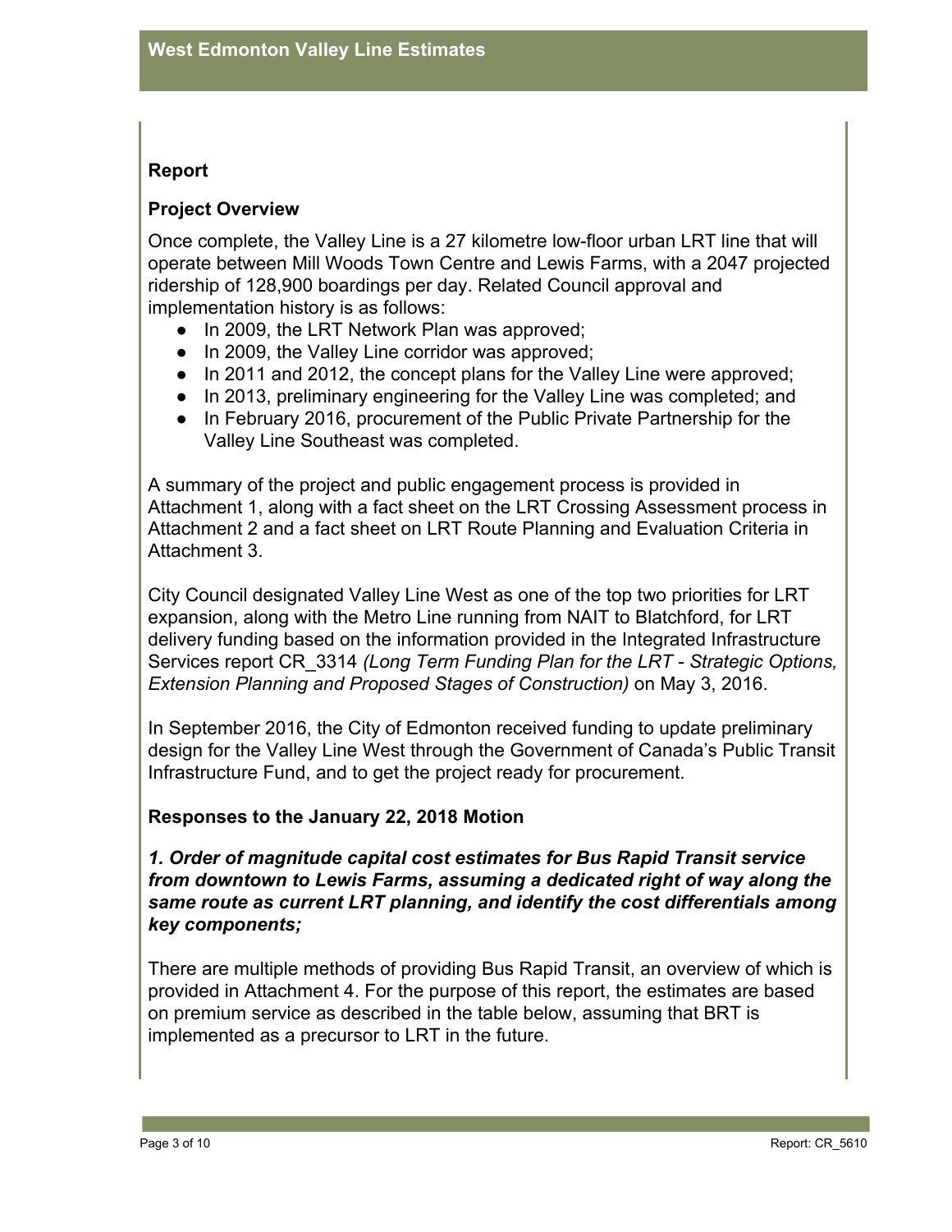## Report

### Project Overview

Once complete, the Valley Line is a 27 kilometre low-floor urban LRT line that will operate between Mill Woods Town Centre and Lewis Farms, with a 2047 projected ridership of 128,900 boardings per day. Related Council approval and implementation history is as follows:

- In 2009, the LRT Network Plan was approved;
- In 2009, the Valley Line corridor was approved;
- In 2011 and 2012, the concept plans for the Valley Line were approved;
- In 2013, preliminary engineering for the Valley Line was completed; and
- In February 2016, procurement of the Public Private Partnership for the Valley Line Southeast was completed.

A summary of the project and public engagement process is provided in Attachment 1, along with a fact sheet on the LRT Crossing Assessment process in Attachment 2 and a fact sheet on LRT Route Planning and Evaluation Criteria in Attachment 3.

City Council designated Valley Line West as one of the top two priorities for LRT expansion, along with the Metro Line running from NAIT to Blatchford, for LRT delivery funding based on the information provided in the Integrated Infrastructure Services report CR_3314 *(Long Term Funding Plan for the LRT - Strategic Options, Extension Planning and Proposed Stages of Construction)* on May 3, 2016.

In September 2016, the City of Edmonton received funding to update preliminary design for the Valley Line West through the Government of Canada's Public Transit Infrastructure Fund, and to get the project ready for procurement.

### Responses to the January 22, 2018 Motion

***1. Order of magnitude capital cost estimates for Bus Rapid Transit service from downtown to Lewis Farms, assuming a dedicated right of way along the same route as current LRT planning, and identify the cost differentials among key components;***

There are multiple methods of providing Bus Rapid Transit, an overview of which is provided in Attachment 4. For the purpose of this report, the estimates are based on premium service as described in the table below, assuming that BRT is implemented as a precursor to LRT in the future.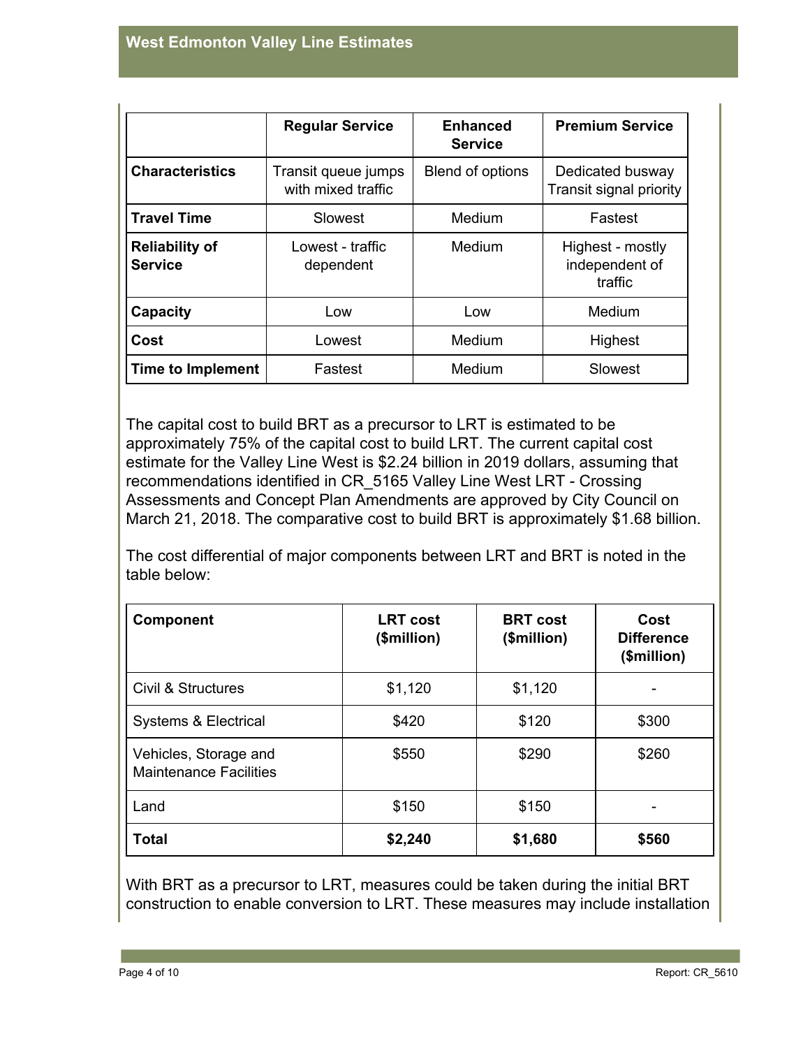| | Regular Service | Enhanced Service | Premium Service |
|---|---|---|---|
| **Characteristics** | Transit queue jumps with mixed traffic | Blend of options | Dedicated busway Transit signal priority |
| **Travel Time** | Slowest | Medium | Fastest |
| **Reliability of Service** | Lowest - traffic dependent | Medium | Highest - mostly independent of traffic |
| **Capacity** | Low | Low | Medium |
| **Cost** | Lowest | Medium | Highest |
| **Time to Implement** | Fastest | Medium | Slowest |

The capital cost to build BRT as a precursor to LRT is estimated to be approximately 75% of the capital cost to build LRT. The current capital cost estimate for the Valley Line West is $2.24 billion in 2019 dollars, assuming that recommendations identified in CR_5165 Valley Line West LRT - Crossing Assessments and Concept Plan Amendments are approved by City Council on March 21, 2018. The comparative cost to build BRT is approximately $1.68 billion.

The cost differential of major components between LRT and BRT is noted in the table below:

| Component | LRT cost ($million) | BRT cost ($million) | Cost Difference ($million) |
|---|---|---|---|
| Civil & Structures | $1,120 | $1,120 | - |
| Systems & Electrical | $420 | $120 | $300 |
| Vehicles, Storage and Maintenance Facilities | $550 | $290 | $260 |
| Land | $150 | $150 | - |
| **Total** | **$2,240** | **$1,680** | **$560** |

With BRT as a precursor to LRT, measures could be taken during the initial BRT construction to enable conversion to LRT. These measures may include installation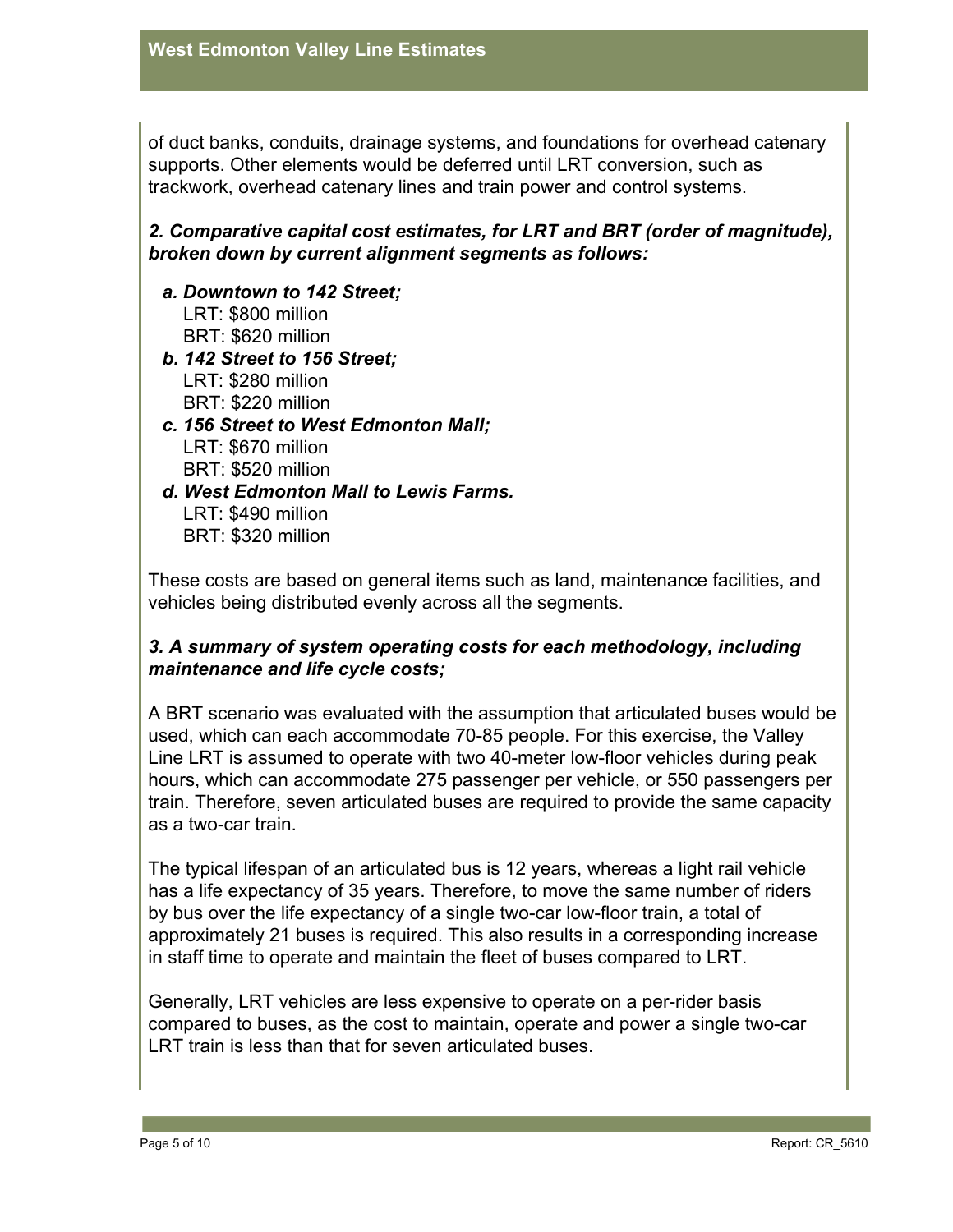of duct banks, conduits, drainage systems, and foundations for overhead catenary supports. Other elements would be deferred until LRT conversion, such as trackwork, overhead catenary lines and train power and control systems.

***2. Comparative capital cost estimates, for LRT and BRT (order of magnitude), broken down by current alignment segments as follows:***

- ***a. Downtown to 142 Street;***
  LRT: $800 million
  BRT: $620 million
- ***b. 142 Street to 156 Street;***
  LRT: $280 million
  BRT: $220 million
- ***c. 156 Street to West Edmonton Mall;***
  LRT: $670 million
  BRT: $520 million
- ***d. West Edmonton Mall to Lewis Farms.***
  LRT: $490 million
  BRT: $320 million

These costs are based on general items such as land, maintenance facilities, and vehicles being distributed evenly across all the segments.

***3. A summary of system operating costs for each methodology, including maintenance and life cycle costs;***

A BRT scenario was evaluated with the assumption that articulated buses would be used, which can each accommodate 70-85 people. For this exercise, the Valley Line LRT is assumed to operate with two 40-meter low-floor vehicles during peak hours, which can accommodate 275 passenger per vehicle, or 550 passengers per train. Therefore, seven articulated buses are required to provide the same capacity as a two-car train.

The typical lifespan of an articulated bus is 12 years, whereas a light rail vehicle has a life expectancy of 35 years. Therefore, to move the same number of riders by bus over the life expectancy of a single two-car low-floor train, a total of approximately 21 buses is required. This also results in a corresponding increase in staff time to operate and maintain the fleet of buses compared to LRT.

Generally, LRT vehicles are less expensive to operate on a per-rider basis compared to buses, as the cost to maintain, operate and power a single two-car LRT train is less than that for seven articulated buses.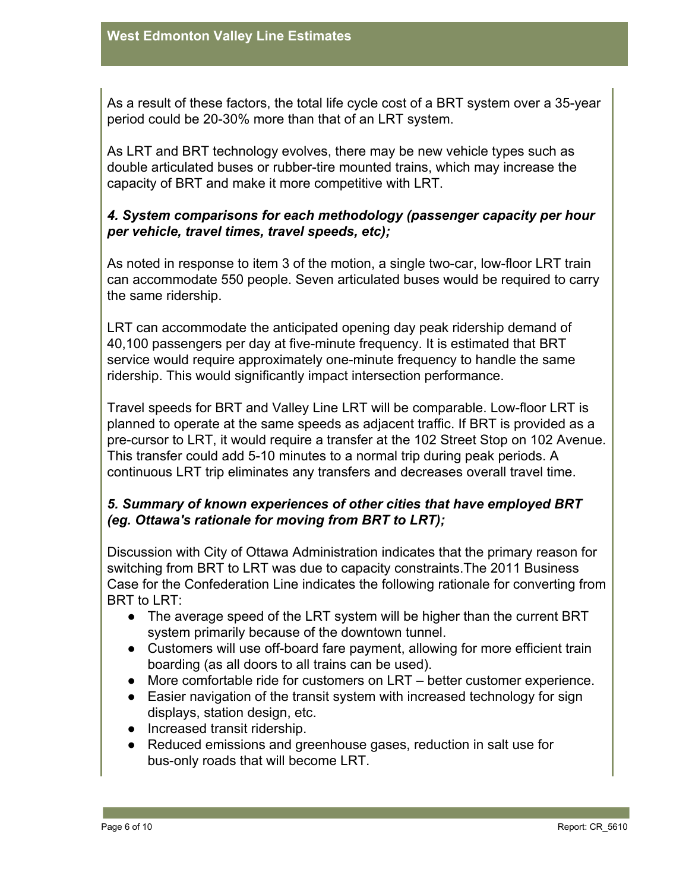As a result of these factors, the total life cycle cost of a BRT system over a 35-year period could be 20-30% more than that of an LRT system.

As LRT and BRT technology evolves, there may be new vehicle types such as double articulated buses or rubber-tire mounted trains, which may increase the capacity of BRT and make it more competitive with LRT.

### *4. System comparisons for each methodology (passenger capacity per hour per vehicle, travel times, travel speeds, etc);*

As noted in response to item 3 of the motion, a single two-car, low-floor LRT train can accommodate 550 people. Seven articulated buses would be required to carry the same ridership.

LRT can accommodate the anticipated opening day peak ridership demand of 40,100 passengers per day at five-minute frequency. It is estimated that BRT service would require approximately one-minute frequency to handle the same ridership. This would significantly impact intersection performance.

Travel speeds for BRT and Valley Line LRT will be comparable. Low-floor LRT is planned to operate at the same speeds as adjacent traffic. If BRT is provided as a pre-cursor to LRT, it would require a transfer at the 102 Street Stop on 102 Avenue. This transfer could add 5-10 minutes to a normal trip during peak periods. A continuous LRT trip eliminates any transfers and decreases overall travel time.

### *5. Summary of known experiences of other cities that have employed BRT (eg. Ottawa's rationale for moving from BRT to LRT);*

Discussion with City of Ottawa Administration indicates that the primary reason for switching from BRT to LRT was due to capacity constraints.The 2011 Business Case for the Confederation Line indicates the following rationale for converting from BRT to LRT:

- The average speed of the LRT system will be higher than the current BRT system primarily because of the downtown tunnel.
- Customers will use off-board fare payment, allowing for more efficient train boarding (as all doors to all trains can be used).
- More comfortable ride for customers on LRT – better customer experience.
- Easier navigation of the transit system with increased technology for sign displays, station design, etc.
- Increased transit ridership.
- Reduced emissions and greenhouse gases, reduction in salt use for bus-only roads that will become LRT.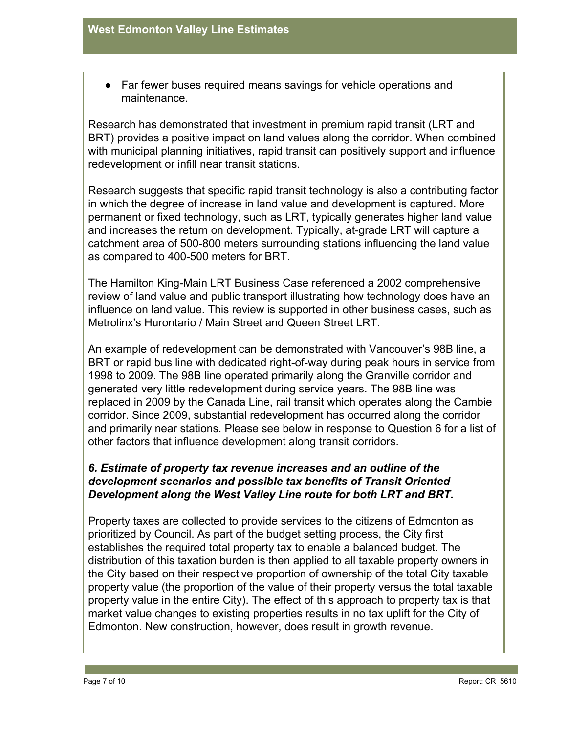- Far fewer buses required means savings for vehicle operations and maintenance.

Research has demonstrated that investment in premium rapid transit (LRT and BRT) provides a positive impact on land values along the corridor. When combined with municipal planning initiatives, rapid transit can positively support and influence redevelopment or infill near transit stations.

Research suggests that specific rapid transit technology is also a contributing factor in which the degree of increase in land value and development is captured. More permanent or fixed technology, such as LRT, typically generates higher land value and increases the return on development. Typically, at-grade LRT will capture a catchment area of 500-800 meters surrounding stations influencing the land value as compared to 400-500 meters for BRT.

The Hamilton King-Main LRT Business Case referenced a 2002 comprehensive review of land value and public transport illustrating how technology does have an influence on land value. This review is supported in other business cases, such as Metrolinx's Hurontario / Main Street and Queen Street LRT.

An example of redevelopment can be demonstrated with Vancouver's 98B line, a BRT or rapid bus line with dedicated right-of-way during peak hours in service from 1998 to 2009. The 98B line operated primarily along the Granville corridor and generated very little redevelopment during service years. The 98B line was replaced in 2009 by the Canada Line, rail transit which operates along the Cambie corridor. Since 2009, substantial redevelopment has occurred along the corridor and primarily near stations. Please see below in response to Question 6 for a list of other factors that influence development along transit corridors.

### *6. Estimate of property tax revenue increases and an outline of the development scenarios and possible tax benefits of Transit Oriented Development along the West Valley Line route for both LRT and BRT.*

Property taxes are collected to provide services to the citizens of Edmonton as prioritized by Council. As part of the budget setting process, the City first establishes the required total property tax to enable a balanced budget. The distribution of this taxation burden is then applied to all taxable property owners in the City based on their respective proportion of ownership of the total City taxable property value (the proportion of the value of their property versus the total taxable property value in the entire City). The effect of this approach to property tax is that market value changes to existing properties results in no tax uplift for the City of Edmonton. New construction, however, does result in growth revenue.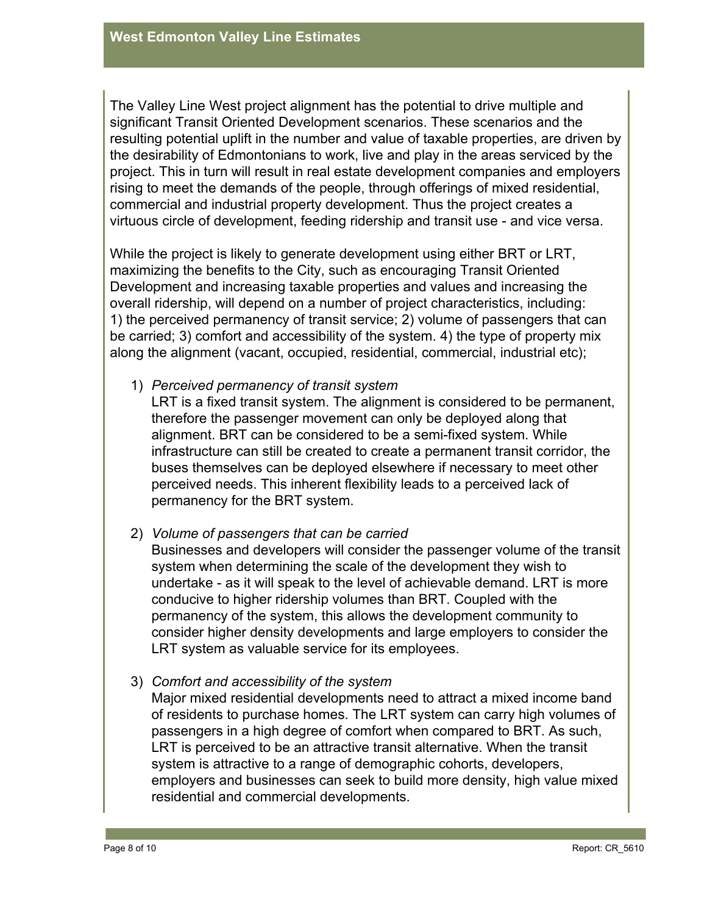The Valley Line West project alignment has the potential to drive multiple and significant Transit Oriented Development scenarios. These scenarios and the resulting potential uplift in the number and value of taxable properties, are driven by the desirability of Edmontonians to work, live and play in the areas serviced by the project. This in turn will result in real estate development companies and employers rising to meet the demands of the people, through offerings of mixed residential, commercial and industrial property development. Thus the project creates a virtuous circle of development, feeding ridership and transit use - and vice versa.

While the project is likely to generate development using either BRT or LRT, maximizing the benefits to the City, such as encouraging Transit Oriented Development and increasing taxable properties and values and increasing the overall ridership, will depend on a number of project characteristics, including: 1) the perceived permanency of transit service; 2) volume of passengers that can be carried; 3) comfort and accessibility of the system. 4) the type of property mix along the alignment (vacant, occupied, residential, commercial, industrial etc);

1) *Perceived permanency of transit system*
   LRT is a fixed transit system. The alignment is considered to be permanent, therefore the passenger movement can only be deployed along that alignment. BRT can be considered to be a semi-fixed system. While infrastructure can still be created to create a permanent transit corridor, the buses themselves can be deployed elsewhere if necessary to meet other perceived needs. This inherent flexibility leads to a perceived lack of permanency for the BRT system.

2) *Volume of passengers that can be carried*
   Businesses and developers will consider the passenger volume of the transit system when determining the scale of the development they wish to undertake - as it will speak to the level of achievable demand. LRT is more conducive to higher ridership volumes than BRT. Coupled with the permanency of the system, this allows the development community to consider higher density developments and large employers to consider the LRT system as valuable service for its employees.

3) *Comfort and accessibility of the system*
   Major mixed residential developments need to attract a mixed income band of residents to purchase homes. The LRT system can carry high volumes of passengers in a high degree of comfort when compared to BRT. As such, LRT is perceived to be an attractive transit alternative. When the transit system is attractive to a range of demographic cohorts, developers, employers and businesses can seek to build more density, high value mixed residential and commercial developments.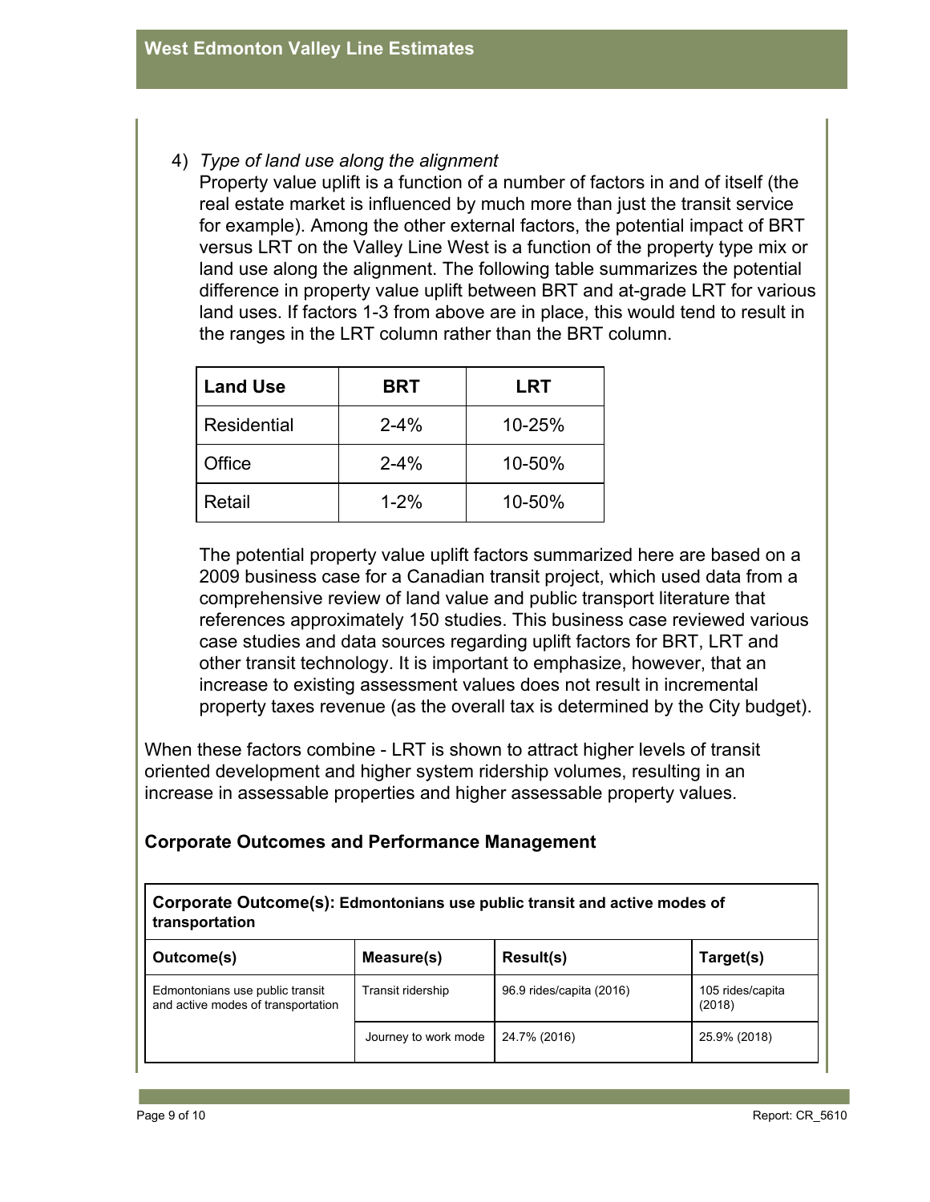4) *Type of land use along the alignment*

   Property value uplift is a function of a number of factors in and of itself (the real estate market is influenced by much more than just the transit service for example). Among the other external factors, the potential impact of BRT versus LRT on the Valley Line West is a function of the property type mix or land use along the alignment. The following table summarizes the potential difference in property value uplift between BRT and at-grade LRT for various land uses. If factors 1-3 from above are in place, this would tend to result in the ranges in the LRT column rather than the BRT column.

| Land Use | BRT | LRT |
|---|---|---|
| Residential | 2-4% | 10-25% |
| Office | 2-4% | 10-50% |
| Retail | 1-2% | 10-50% |

   The potential property value uplift factors summarized here are based on a 2009 business case for a Canadian transit project, which used data from a comprehensive review of land value and public transport literature that references approximately 150 studies. This business case reviewed various case studies and data sources regarding uplift factors for BRT, LRT and other transit technology. It is important to emphasize, however, that an increase to existing assessment values does not result in incremental property taxes revenue (as the overall tax is determined by the City budget).

When these factors combine - LRT is shown to attract higher levels of transit oriented development and higher system ridership volumes, resulting in an increase in assessable properties and higher assessable property values.

## Corporate Outcomes and Performance Management

| **Corporate Outcome(s): Edmontonians use public transit and active modes of transportation** | | | |
|---|---|---|---|
| **Outcome(s)** | **Measure(s)** | **Result(s)** | **Target(s)** |
| Edmontonians use public transit and active modes of transportation | Transit ridership | 96.9 rides/capita (2016) | 105 rides/capita (2018) |
| | Journey to work mode | 24.7% (2016) | 25.9% (2018) |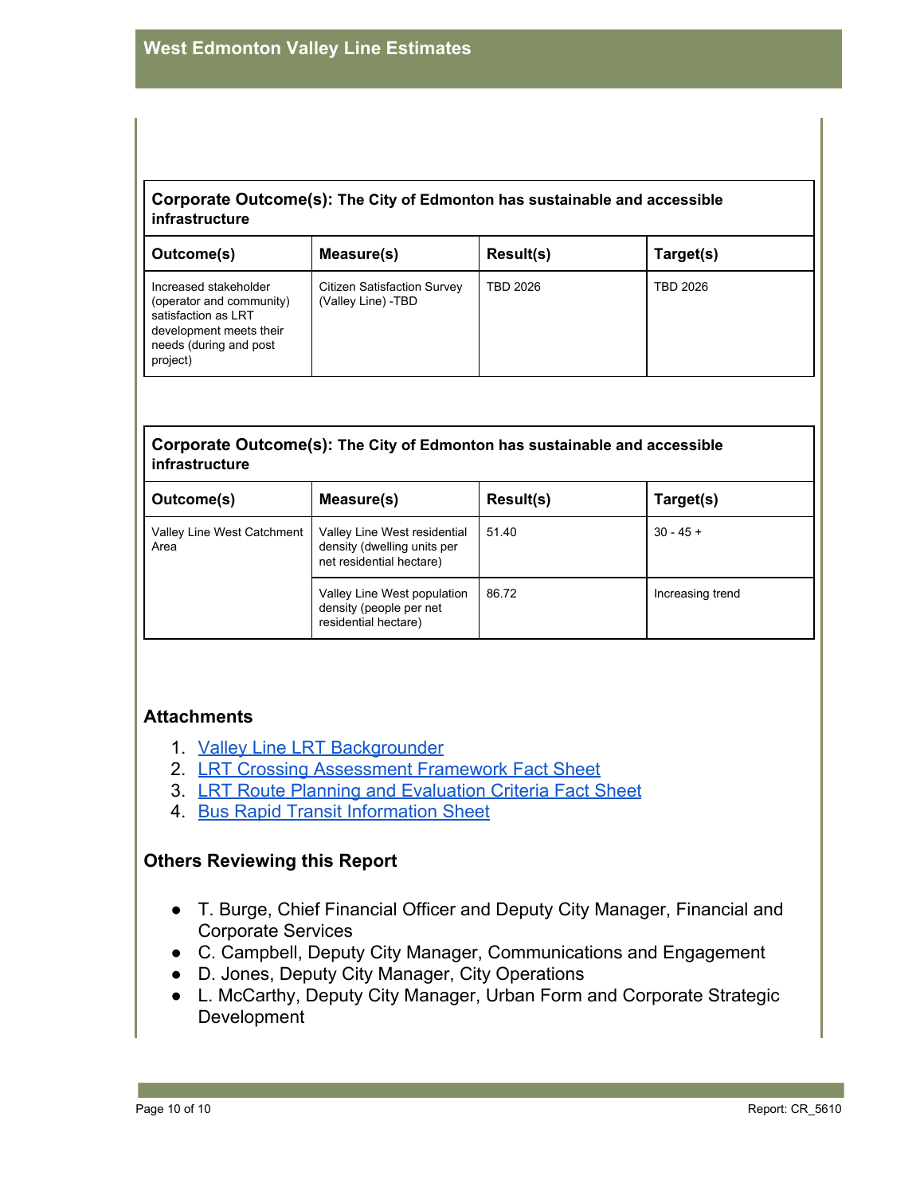| Corporate Outcome(s): The City of Edmonton has sustainable and accessible infrastructure | | | |
|---|---|---|---|
| **Outcome(s)** | **Measure(s)** | **Result(s)** | **Target(s)** |
| Increased stakeholder (operator and community) satisfaction as LRT development meets their needs (during and post project) | Citizen Satisfaction Survey (Valley Line) -TBD | TBD 2026 | TBD 2026 |

| Corporate Outcome(s): The City of Edmonton has sustainable and accessible infrastructure | | | |
|---|---|---|---|
| **Outcome(s)** | **Measure(s)** | **Result(s)** | **Target(s)** |
| Valley Line West Catchment Area | Valley Line West residential density (dwelling units per net residential hectare) | 51.40 | 30 - 45 + |
| | Valley Line West population density (people per net residential hectare) | 86.72 | Increasing trend |

## Attachments

1. Valley Line LRT Backgrounder
2. LRT Crossing Assessment Framework Fact Sheet
3. LRT Route Planning and Evaluation Criteria Fact Sheet
4. Bus Rapid Transit Information Sheet

## Others Reviewing this Report

- T. Burge, Chief Financial Officer and Deputy City Manager, Financial and Corporate Services
- C. Campbell, Deputy City Manager, Communications and Engagement
- D. Jones, Deputy City Manager, City Operations
- L. McCarthy, Deputy City Manager, Urban Form and Corporate Strategic Development